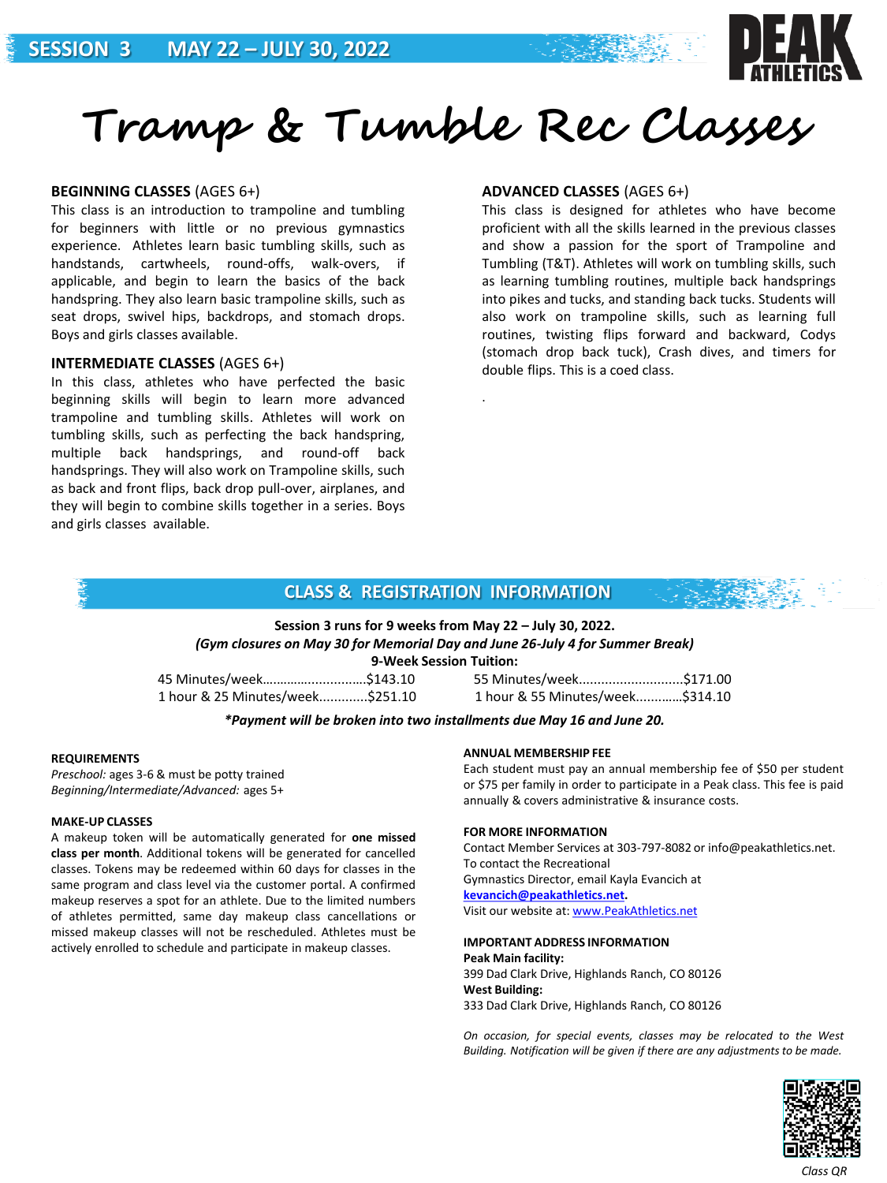**SESSION 3 MAY 22 – JULY 30, 2022**

PEAK ATHLETICS

# Tramp & Tumble Rec Classes

**BEGINNING CLASSES** (AGES 6+)
This class is an introduction to trampoline and tumbling for beginners with little or no previous gymnastics experience. Athletes learn basic tumbling skills, such as handstands, cartwheels, round-offs, walk-overs, if applicable, and begin to learn the basics of the back handspring. They also learn basic trampoline skills, such as seat drops, swivel hips, backdrops, and stomach drops. Boys and girls classes available.

**INTERMEDIATE CLASSES** (AGES 6+)
In this class, athletes who have perfected the basic beginning skills will begin to learn more advanced trampoline and tumbling skills. Athletes will work on tumbling skills, such as perfecting the back handspring, multiple back handsprings, and round-off back handsprings. They will also work on Trampoline skills, such as back and front flips, back drop pull-over, airplanes, and they will begin to combine skills together in a series. Boys and girls classes available.

**ADVANCED CLASSES** (AGES 6+)
This class is designed for athletes who have become proficient with all the skills learned in the previous classes and show a passion for the sport of Trampoline and Tumbling (T&T). Athletes will work on tumbling skills, such as learning tumbling routines, multiple back handsprings into pikes and tucks, and standing back tucks. Students will also work on trampoline skills, such as learning full routines, twisting flips forward and backward, Codys (stomach drop back tuck), Crash dives, and timers for double flips. This is a coed class.

.

## CLASS & REGISTRATION INFORMATION

**Session 3 runs for 9 weeks from May 22 – July 30, 2022.**
***(Gym closures on May 30 for Memorial Day and June 26-July 4 for Summer Break)***
**9-Week Session Tuition:**

45 Minutes/week…………………………$143.10
55 Minutes/week............................$171.00
1 hour & 25 Minutes/week............$251.10
1 hour & 55 Minutes/week…………$314.10

***\*Payment will be broken into two installments due May 16 and June 20.***

**REQUIREMENTS**
*Preschool:* ages 3-6 & must be potty trained
*Beginning/Intermediate/Advanced:* ages 5+

**MAKE-UP CLASSES**
A makeup token will be automatically generated for **one missed class per month**. Additional tokens will be generated for cancelled classes. Tokens may be redeemed within 60 days for classes in the same program and class level via the customer portal. A confirmed makeup reserves a spot for an athlete. Due to the limited numbers of athletes permitted, same day makeup class cancellations or missed makeup classes will not be rescheduled. Athletes must be actively enrolled to schedule and participate in makeup classes.

**ANNUAL MEMBERSHIP FEE**
Each student must pay an annual membership fee of $50 per student or $75 per family in order to participate in a Peak class. This fee is paid annually & covers administrative & insurance costs.

**FOR MORE INFORMATION**
Contact Member Services at 303-797-8082 or info@peakathletics.net.
To contact the Recreational Gymnastics Director, email Kayla Evancich at **kevancich@peakathletics.net**.
Visit our website at: www.PeakAthletics.net

**IMPORTANT ADDRESS INFORMATION**
**Peak Main facility:**
399 Dad Clark Drive, Highlands Ranch, CO 80126
**West Building:**
333 Dad Clark Drive, Highlands Ranch, CO 80126

*On occasion, for special events, classes may be relocated to the West Building. Notification will be given if there are any adjustments to be made.*

*Class QR*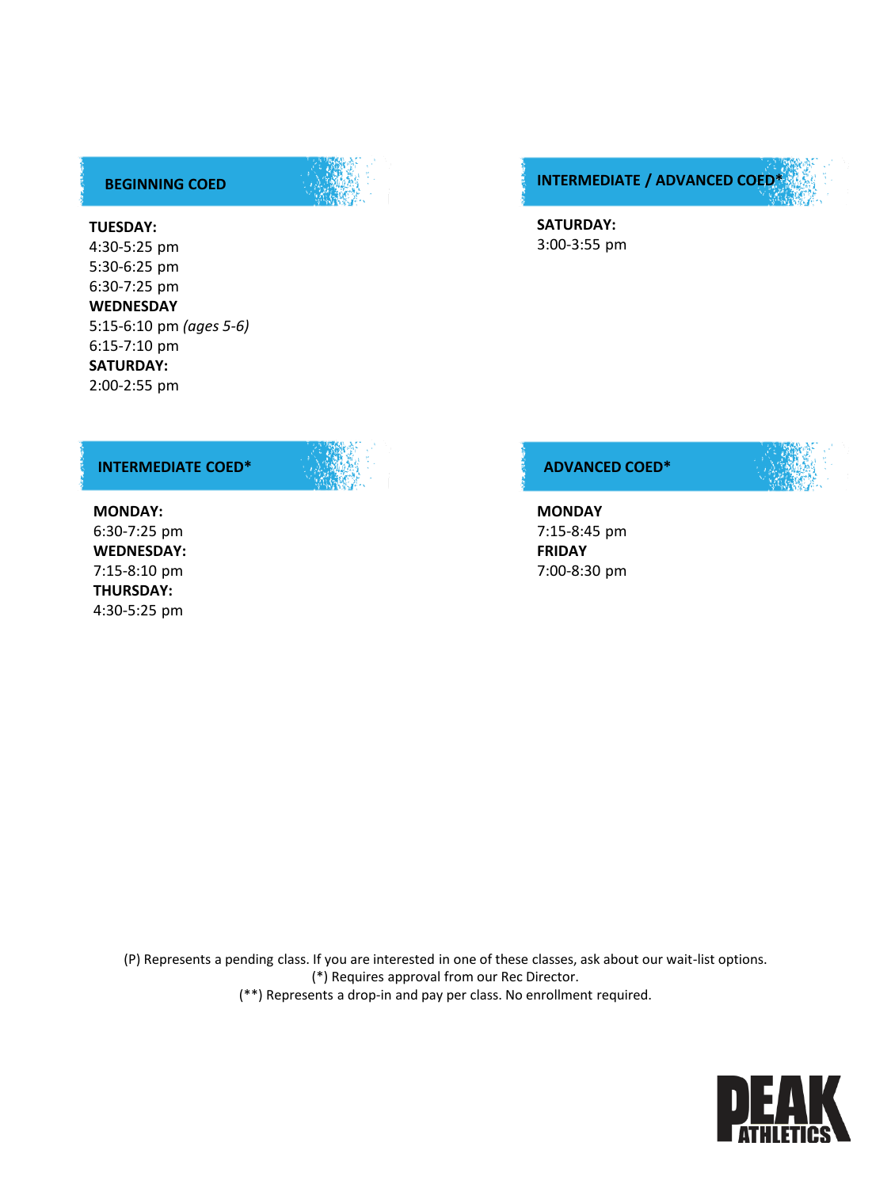## BEGINNING COED

**TUESDAY:**
4:30-5:25 pm
5:30-6:25 pm
6:30-7:25 pm
**WEDNESDAY**
5:15-6:10 pm *(ages 5-6)*
6:15-7:10 pm
**SATURDAY:**
2:00-2:55 pm

## INTERMEDIATE / ADVANCED COED*

**SATURDAY:**
3:00-3:55 pm

## INTERMEDIATE COED*

**MONDAY:**
6:30-7:25 pm
**WEDNESDAY:**
7:15-8:10 pm
**THURSDAY:**
4:30-5:25 pm

## ADVANCED COED*

**MONDAY**
7:15-8:45 pm
**FRIDAY**
7:00-8:30 pm

(P) Represents a pending class. If you are interested in one of these classes, ask about our wait-list options.
(*) Requires approval from our Rec Director.
(**) Represents a drop-in and pay per class. No enrollment required.

PEAK ATHLETICS